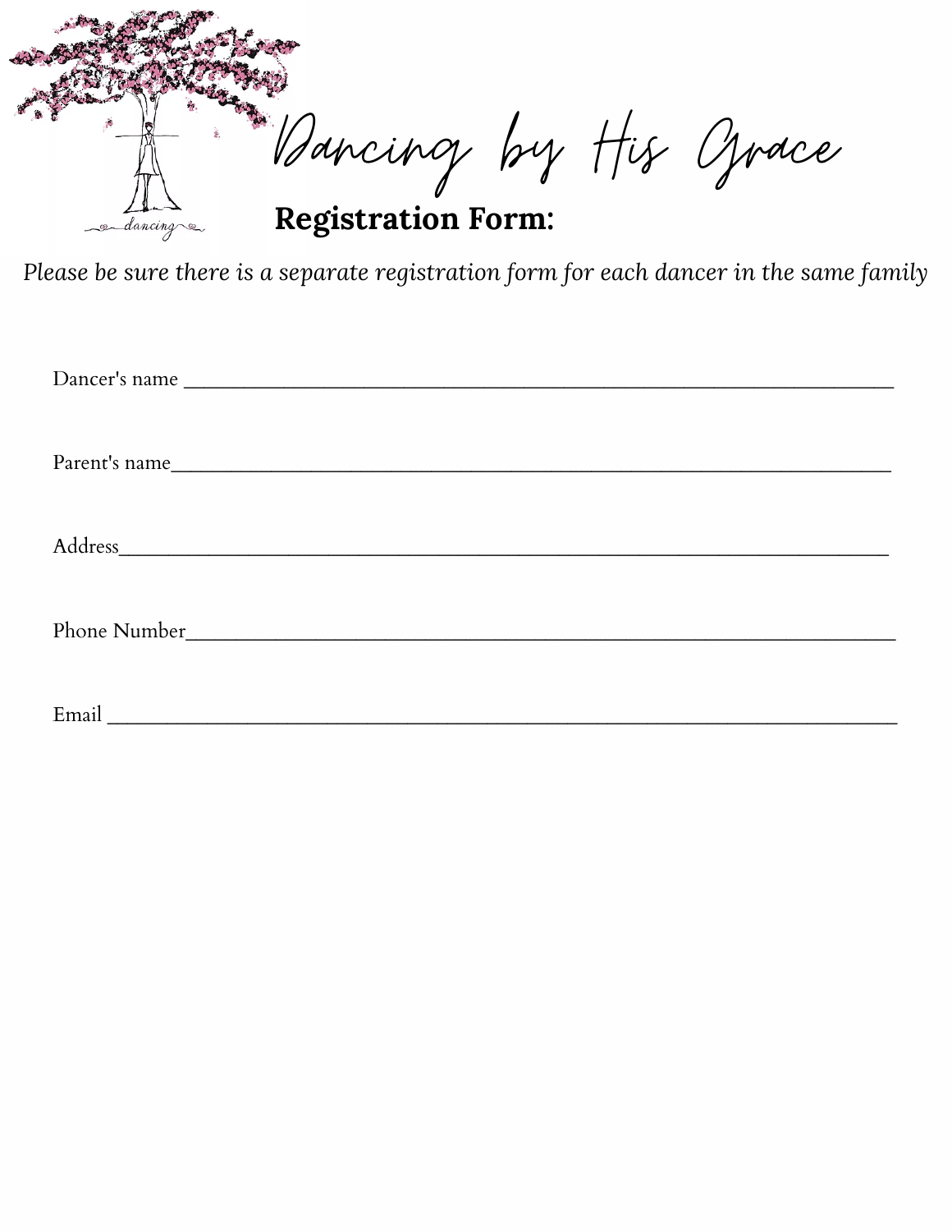# Dancing by His Grace

## Registration Form:

*Please be sure there is a separate registration form for each dancer in the same family*

Dancer's name ___________________________________________________________________

Parent's name___________________________________________________________________

Address_________________________________________________________________________

Phone Number____________________________________________________________________

Email __________________________________________________________________________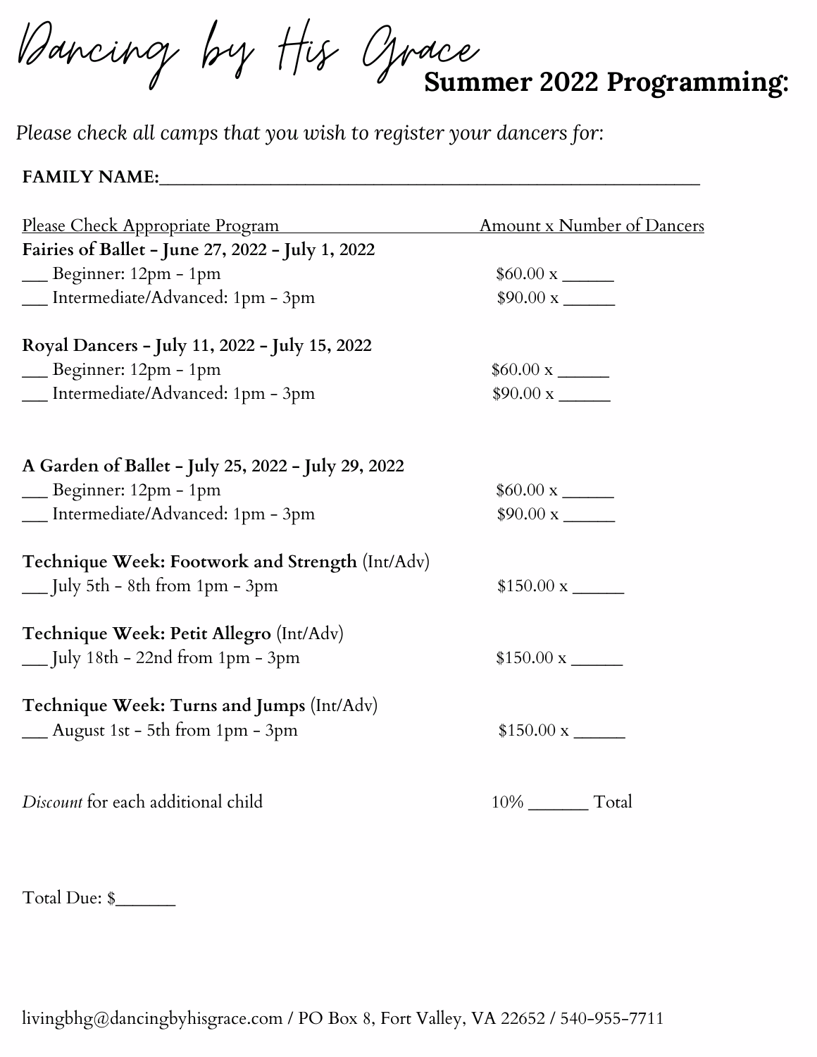# Dancing by His Grace

## Summer 2022 Programming:

*Please check all camps that you wish to register your dancers for:*

**FAMILY NAME:**_______________________________________________

| Please Check Appropriate Program | Amount x Number of Dancers |
| --- | --- |
| **Fairies of Ballet - June 27, 2022 - July 1, 2022** | |
| ___ Beginner: 12pm - 1pm | $60.00 x ______ |
| ___ Intermediate/Advanced: 1pm - 3pm | $90.00 x ______ |
| **Royal Dancers - July 11, 2022 - July 15, 2022** | |
| ___ Beginner: 12pm - 1pm | $60.00 x ______ |
| ___ Intermediate/Advanced: 1pm - 3pm | $90.00 x ______ |
| **A Garden of Ballet - July 25, 2022 - July 29, 2022** | |
| ___ Beginner: 12pm - 1pm | $60.00 x ______ |
| ___ Intermediate/Advanced: 1pm - 3pm | $90.00 x ______ |
| **Technique Week: Footwork and Strength** (Int/Adv) | |
| ___ July 5th - 8th from 1pm - 3pm | $150.00 x ______ |
| **Technique Week: Petit Allegro** (Int/Adv) | |
| ___ July 18th - 22nd from 1pm - 3pm | $150.00 x ______ |
| **Technique Week: Turns and Jumps** (Int/Adv) | |
| ___ August 1st - 5th from 1pm - 3pm | $150.00 x ______ |
| *Discount* for each additional child | 10% _______ Total |

Total Due: $_______

livingbhg@dancingbyhisgrace.com / PO Box 8, Fort Valley, VA 22652 / 540-955-7711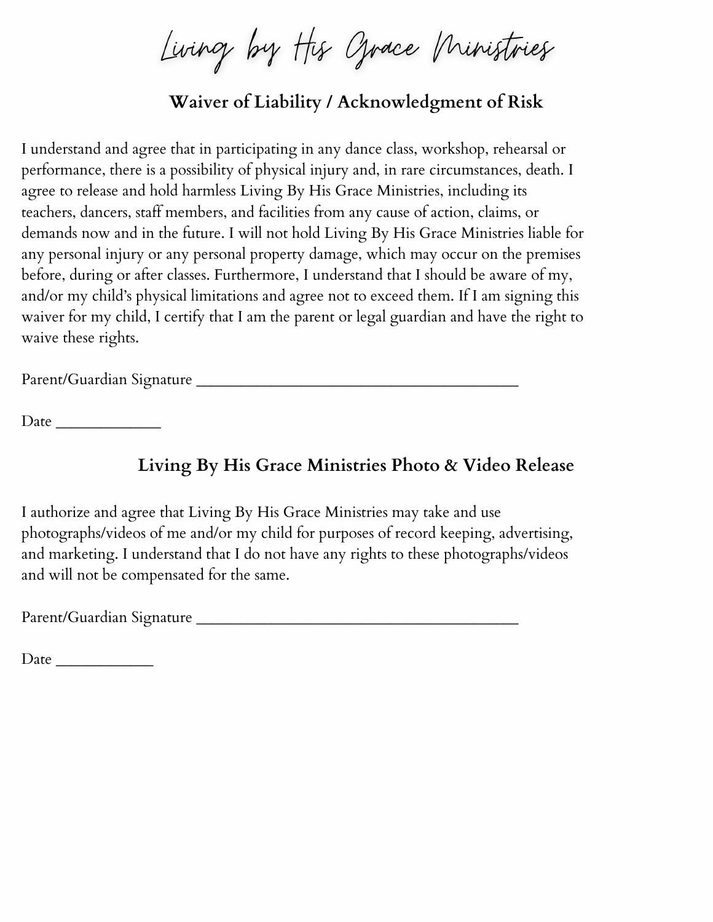# Living by His Grace Ministries

## Waiver of Liability / Acknowledgment of Risk

I understand and agree that in participating in any dance class, workshop, rehearsal or performance, there is a possibility of physical injury and, in rare circumstances, death. I agree to release and hold harmless Living By His Grace Ministries, including its teachers, dancers, staff members, and facilities from any cause of action, claims, or demands now and in the future. I will not hold Living By His Grace Ministries liable for any personal injury or any personal property damage, which may occur on the premises before, during or after classes. Furthermore, I understand that I should be aware of my, and/or my child's physical limitations and agree not to exceed them. If I am signing this waiver for my child, I certify that I am the parent or legal guardian and have the right to waive these rights.

Parent/Guardian Signature ________________________________________

Date _____________

## Living By His Grace Ministries Photo & Video Release

I authorize and agree that Living By His Grace Ministries may take and use photographs/videos of me and/or my child for purposes of record keeping, advertising, and marketing. I understand that I do not have any rights to these photographs/videos and will not be compensated for the same.

Parent/Guardian Signature ________________________________________

Date ____________